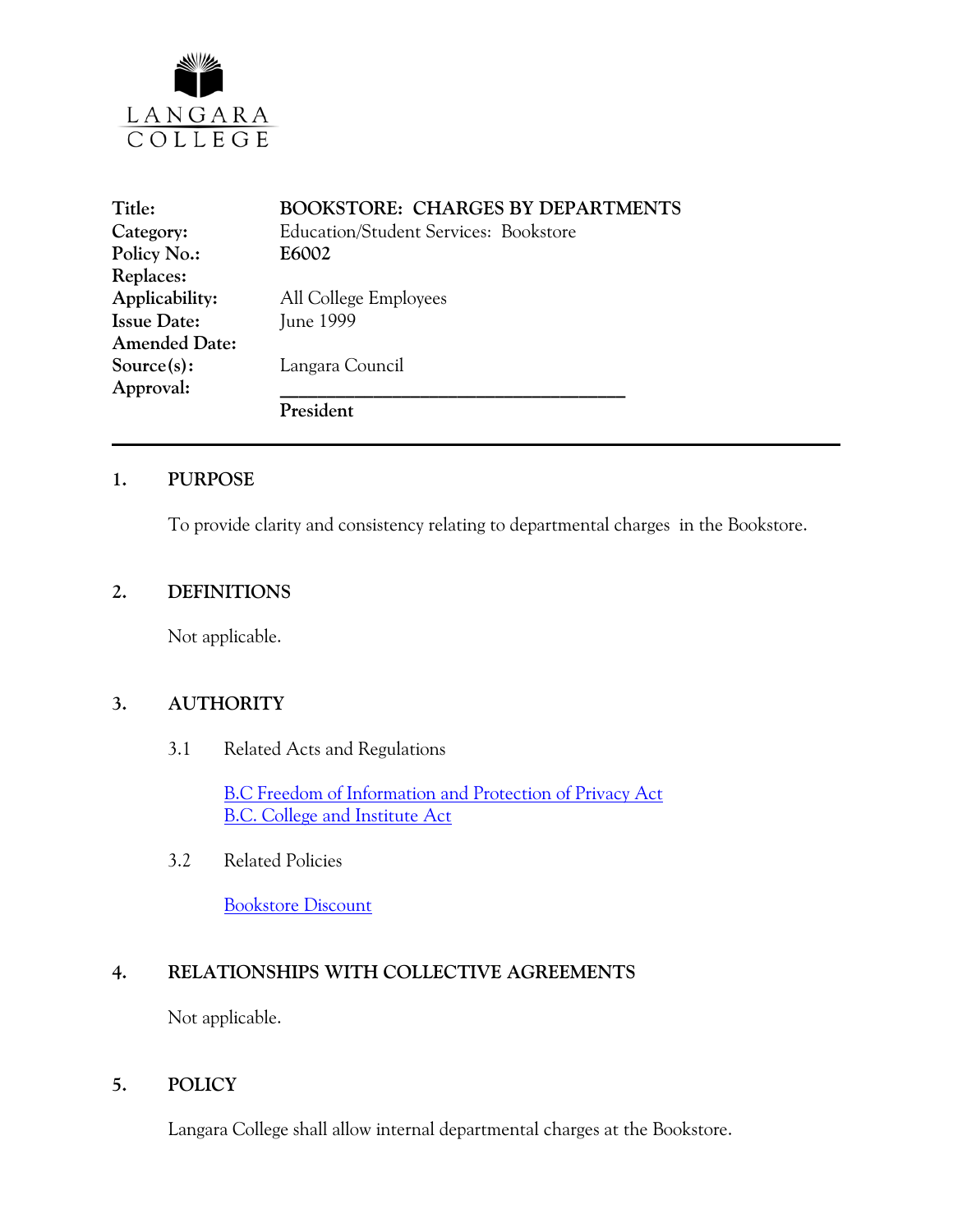LANGARA COLLEGE

| | |
|---|---|
| **Title:** | **BOOKSTORE: CHARGES BY DEPARTMENTS** |
| **Category:** | Education/Student Services: Bookstore |
| **Policy No.:** | **E6002** |
| **Replaces:** | |
| **Applicability:** | All College Employees |
| **Issue Date:** | June 1999 |
| **Amended Date:** | |
| **Source(s):** | Langara Council |
| **Approval:** | ______________________________ **President** |

---

## 1. PURPOSE

To provide clarity and consistency relating to departmental charges in the Bookstore.

## 2. DEFINITIONS

Not applicable.

## 3. AUTHORITY

3.1 Related Acts and Regulations

B.C Freedom of Information and Protection of Privacy Act
B.C. College and Institute Act

3.2 Related Policies

Bookstore Discount

## 4. RELATIONSHIPS WITH COLLECTIVE AGREEMENTS

Not applicable.

## 5. POLICY

Langara College shall allow internal departmental charges at the Bookstore.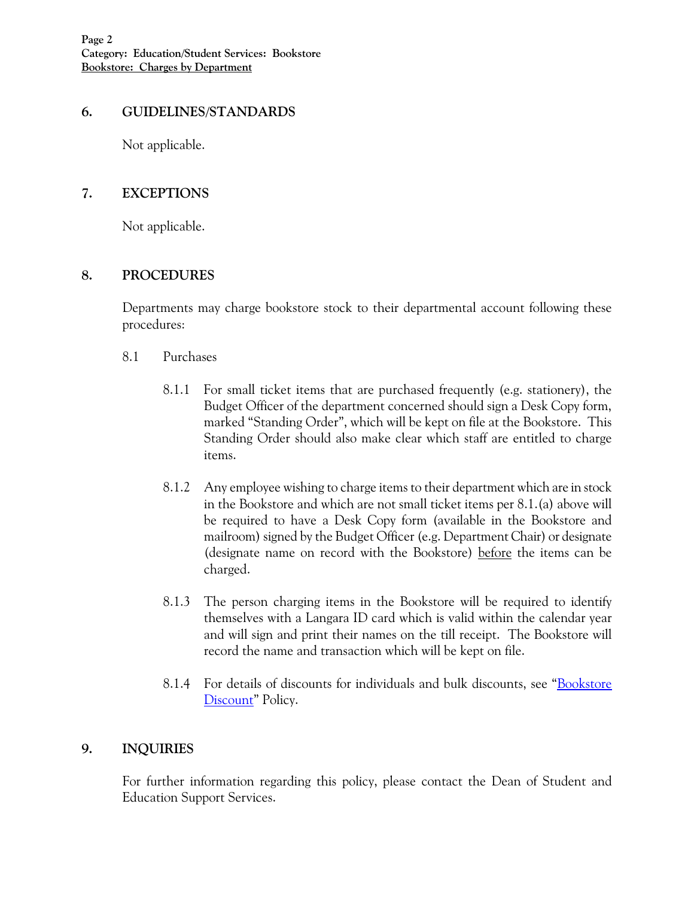## 6. GUIDELINES/STANDARDS

Not applicable.

## 7. EXCEPTIONS

Not applicable.

## 8. PROCEDURES

Departments may charge bookstore stock to their departmental account following these procedures:

8.1 Purchases

8.1.1 For small ticket items that are purchased frequently (e.g. stationery), the Budget Officer of the department concerned should sign a Desk Copy form, marked "Standing Order", which will be kept on file at the Bookstore. This Standing Order should also make clear which staff are entitled to charge items.

8.1.2 Any employee wishing to charge items to their department which are in stock in the Bookstore and which are not small ticket items per 8.1.(a) above will be required to have a Desk Copy form (available in the Bookstore and mailroom) signed by the Budget Officer (e.g. Department Chair) or designate (designate name on record with the Bookstore) <u>before</u> the items can be charged.

8.1.3 The person charging items in the Bookstore will be required to identify themselves with a Langara ID card which is valid within the calendar year and will sign and print their names on the till receipt. The Bookstore will record the name and transaction which will be kept on file.

8.1.4 For details of discounts for individuals and bulk discounts, see "Bookstore Discount" Policy.

## 9. INQUIRIES

For further information regarding this policy, please contact the Dean of Student and Education Support Services.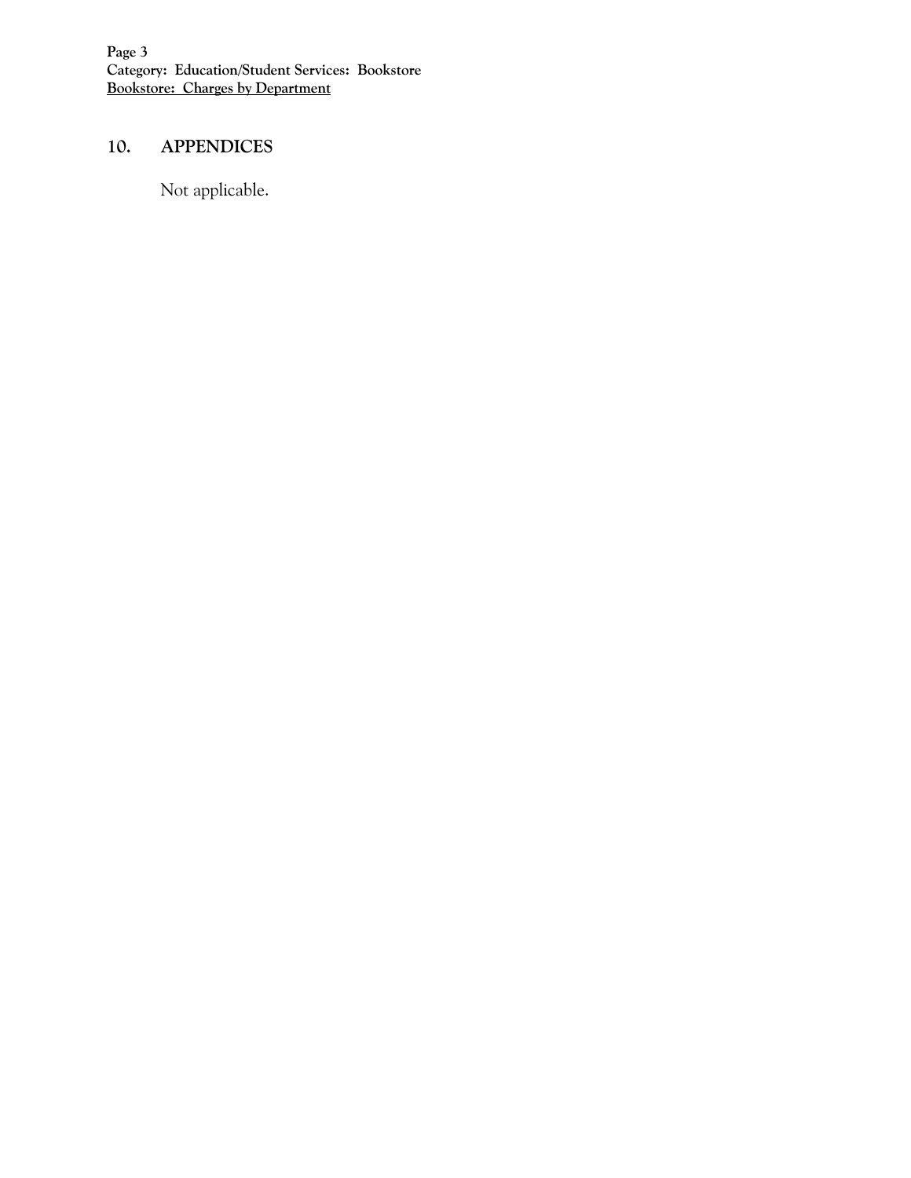## 10. APPENDICES

Not applicable.